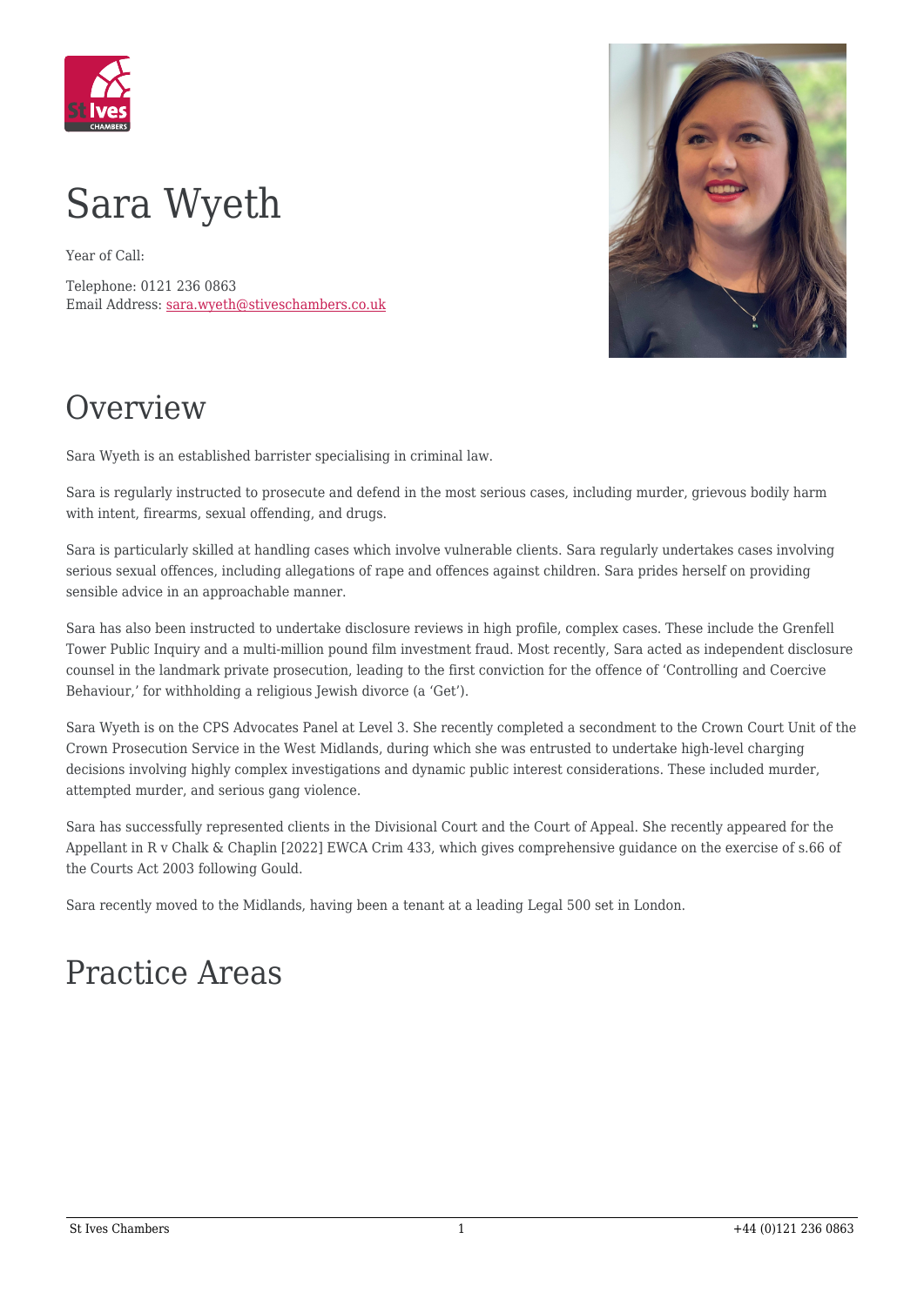# Sara Wyeth

Year of Call:

Telephone: 0121 236 0863
Email Address: [sara.wyeth@stiveschambers.co.uk](mailto:sara.wyeth@stiveschambers.co.uk)

## Overview

Sara Wyeth is an established barrister specialising in criminal law.

Sara is regularly instructed to prosecute and defend in the most serious cases, including murder, grievous bodily harm with intent, firearms, sexual offending, and drugs.

Sara is particularly skilled at handling cases which involve vulnerable clients. Sara regularly undertakes cases involving serious sexual offences, including allegations of rape and offences against children. Sara prides herself on providing sensible advice in an approachable manner.

Sara has also been instructed to undertake disclosure reviews in high profile, complex cases. These include the Grenfell Tower Public Inquiry and a multi-million pound film investment fraud. Most recently, Sara acted as independent disclosure counsel in the landmark private prosecution, leading to the first conviction for the offence of 'Controlling and Coercive Behaviour,' for withholding a religious Jewish divorce (a 'Get').

Sara Wyeth is on the CPS Advocates Panel at Level 3. She recently completed a secondment to the Crown Court Unit of the Crown Prosecution Service in the West Midlands, during which she was entrusted to undertake high-level charging decisions involving highly complex investigations and dynamic public interest considerations. These included murder, attempted murder, and serious gang violence.

Sara has successfully represented clients in the Divisional Court and the Court of Appeal. She recently appeared for the Appellant in R v Chalk & Chaplin [2022] EWCA Crim 433, which gives comprehensive guidance on the exercise of s.66 of the Courts Act 2003 following Gould.

Sara recently moved to the Midlands, having been a tenant at a leading Legal 500 set in London.

## Practice Areas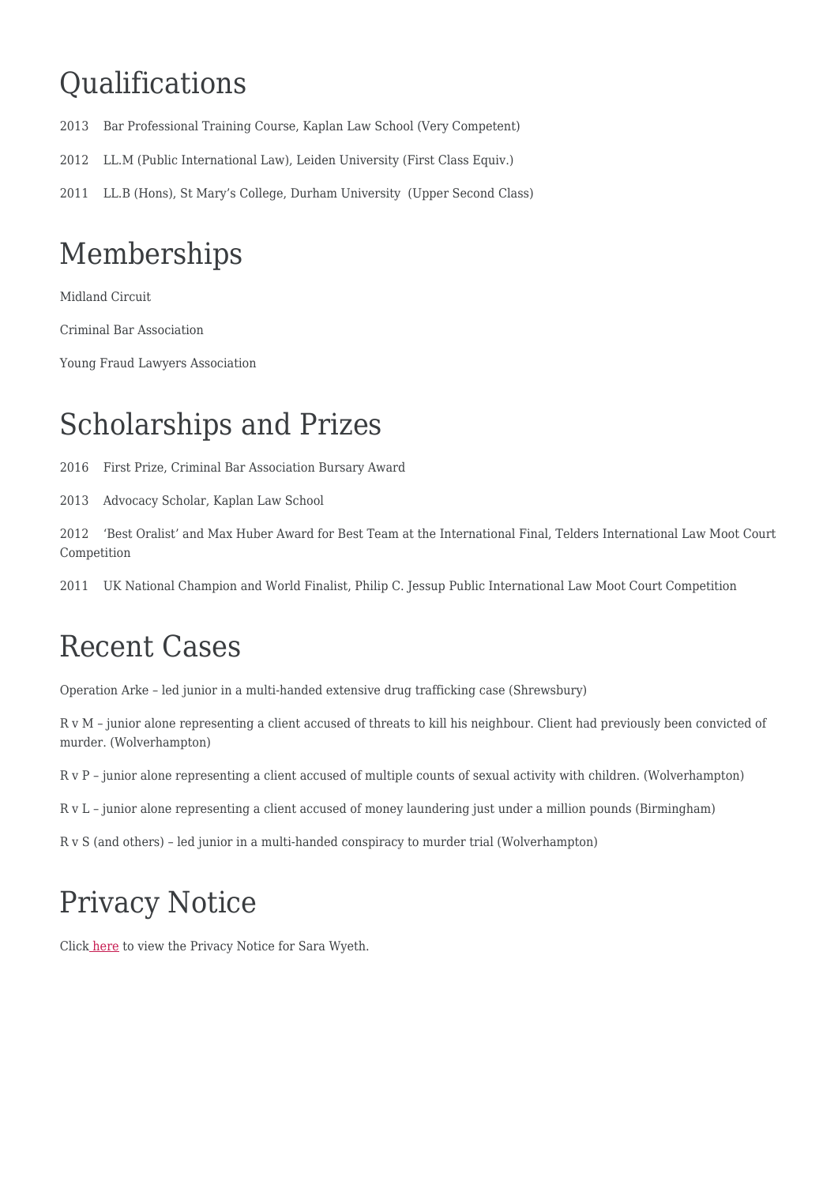## Qualifications

2013 Bar Professional Training Course, Kaplan Law School (Very Competent)

2012 LL.M (Public International Law), Leiden University (First Class Equiv.)

2011 LL.B (Hons), St Mary's College, Durham University (Upper Second Class)

## Memberships

Midland Circuit

Criminal Bar Association

Young Fraud Lawyers Association

## Scholarships and Prizes

2016 First Prize, Criminal Bar Association Bursary Award

2013 Advocacy Scholar, Kaplan Law School

2012 'Best Oralist' and Max Huber Award for Best Team at the International Final, Telders International Law Moot Court Competition

2011 UK National Champion and World Finalist, Philip C. Jessup Public International Law Moot Court Competition

## Recent Cases

Operation Arke – led junior in a multi-handed extensive drug trafficking case (Shrewsbury)

R v M – junior alone representing a client accused of threats to kill his neighbour. Client had previously been convicted of murder. (Wolverhampton)

R v P – junior alone representing a client accused of multiple counts of sexual activity with children. (Wolverhampton)

R v L – junior alone representing a client accused of money laundering just under a million pounds (Birmingham)

R v S (and others) – led junior in a multi-handed conspiracy to murder trial (Wolverhampton)

## Privacy Notice

Click here to view the Privacy Notice for Sara Wyeth.